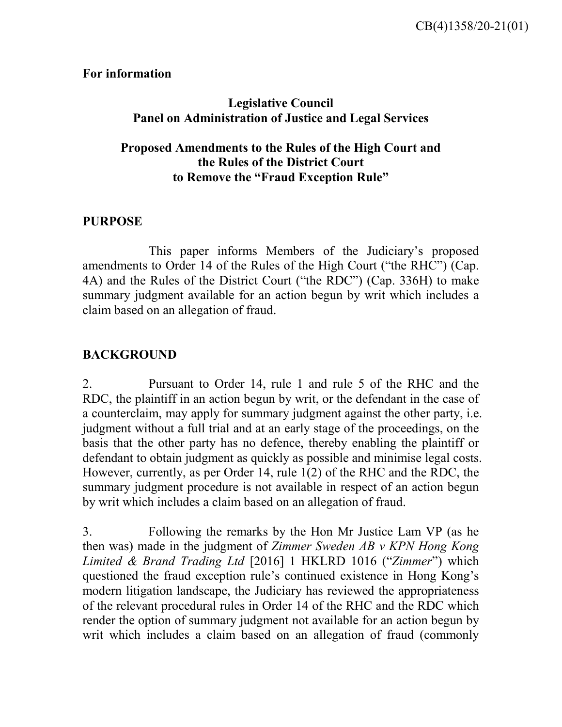CB(4)1358/20-21(01)

**For information**

**Legislative Council**
**Panel on Administration of Justice and Legal Services**

**Proposed Amendments to the Rules of the High Court and the Rules of the District Court to Remove the "Fraud Exception Rule"**

## PURPOSE

This paper informs Members of the Judiciary's proposed amendments to Order 14 of the Rules of the High Court ("the RHC") (Cap. 4A) and the Rules of the District Court ("the RDC") (Cap. 336H) to make summary judgment available for an action begun by writ which includes a claim based on an allegation of fraud.

## BACKGROUND

2. Pursuant to Order 14, rule 1 and rule 5 of the RHC and the RDC, the plaintiff in an action begun by writ, or the defendant in the case of a counterclaim, may apply for summary judgment against the other party, i.e. judgment without a full trial and at an early stage of the proceedings, on the basis that the other party has no defence, thereby enabling the plaintiff or defendant to obtain judgment as quickly as possible and minimise legal costs. However, currently, as per Order 14, rule 1(2) of the RHC and the RDC, the summary judgment procedure is not available in respect of an action begun by writ which includes a claim based on an allegation of fraud.

3. Following the remarks by the Hon Mr Justice Lam VP (as he then was) made in the judgment of *Zimmer Sweden AB v KPN Hong Kong Limited & Brand Trading Ltd* [2016] 1 HKLRD 1016 ("*Zimmer*") which questioned the fraud exception rule's continued existence in Hong Kong's modern litigation landscape, the Judiciary has reviewed the appropriateness of the relevant procedural rules in Order 14 of the RHC and the RDC which render the option of summary judgment not available for an action begun by writ which includes a claim based on an allegation of fraud (commonly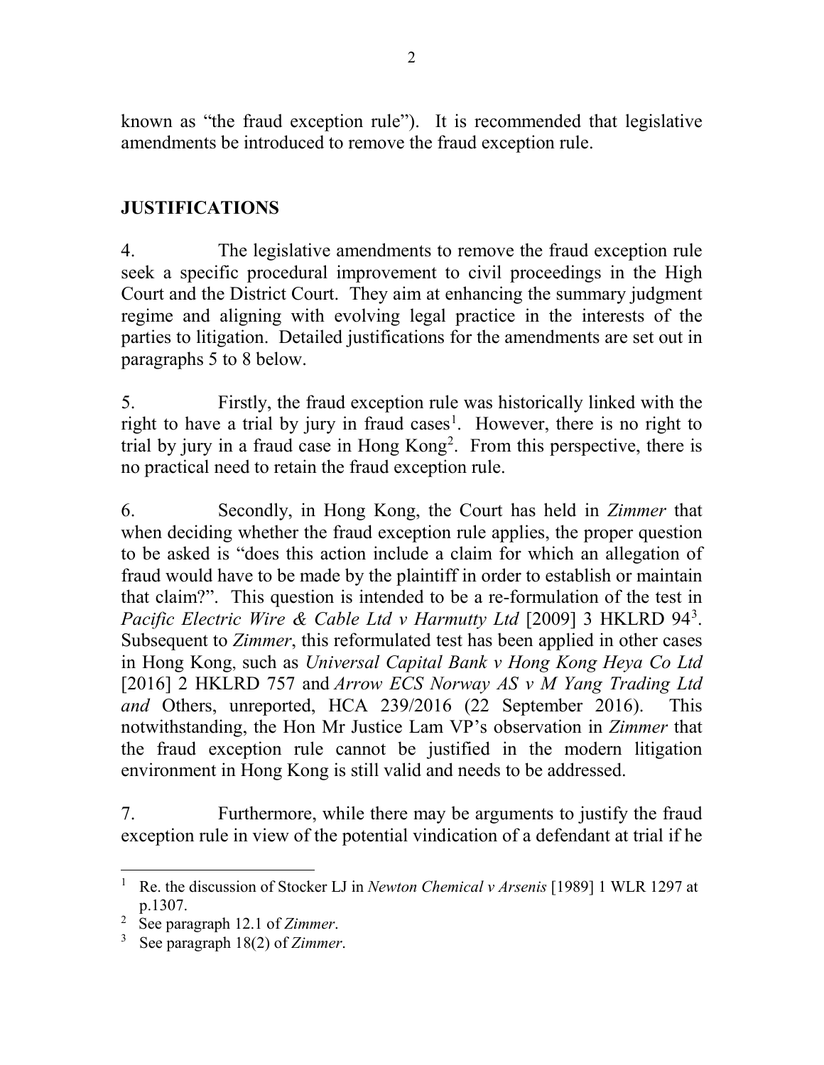known as "the fraud exception rule"). It is recommended that legislative amendments be introduced to remove the fraud exception rule.

## JUSTIFICATIONS

4. The legislative amendments to remove the fraud exception rule seek a specific procedural improvement to civil proceedings in the High Court and the District Court. They aim at enhancing the summary judgment regime and aligning with evolving legal practice in the interests of the parties to litigation. Detailed justifications for the amendments are set out in paragraphs 5 to 8 below.

5. Firstly, the fraud exception rule was historically linked with the right to have a trial by jury in fraud cases[1]. However, there is no right to trial by jury in a fraud case in Hong Kong[2]. From this perspective, there is no practical need to retain the fraud exception rule.

6. Secondly, in Hong Kong, the Court has held in *Zimmer* that when deciding whether the fraud exception rule applies, the proper question to be asked is "does this action include a claim for which an allegation of fraud would have to be made by the plaintiff in order to establish or maintain that claim?". This question is intended to be a re-formulation of the test in *Pacific Electric Wire & Cable Ltd v Harmutty Ltd* [2009] 3 HKLRD 94[3]. Subsequent to *Zimmer*, this reformulated test has been applied in other cases in Hong Kong, such as *Universal Capital Bank v Hong Kong Heya Co Ltd* [2016] 2 HKLRD 757 and *Arrow ECS Norway AS v M Yang Trading Ltd and* Others, unreported, HCA 239/2016 (22 September 2016). This notwithstanding, the Hon Mr Justice Lam VP's observation in *Zimmer* that the fraud exception rule cannot be justified in the modern litigation environment in Hong Kong is still valid and needs to be addressed.

7. Furthermore, while there may be arguments to justify the fraud exception rule in view of the potential vindication of a defendant at trial if he

---

[1] Re. the discussion of Stocker LJ in *Newton Chemical v Arsenis* [1989] 1 WLR 1297 at p.1307.

[2] See paragraph 12.1 of *Zimmer*.

[3] See paragraph 18(2) of *Zimmer*.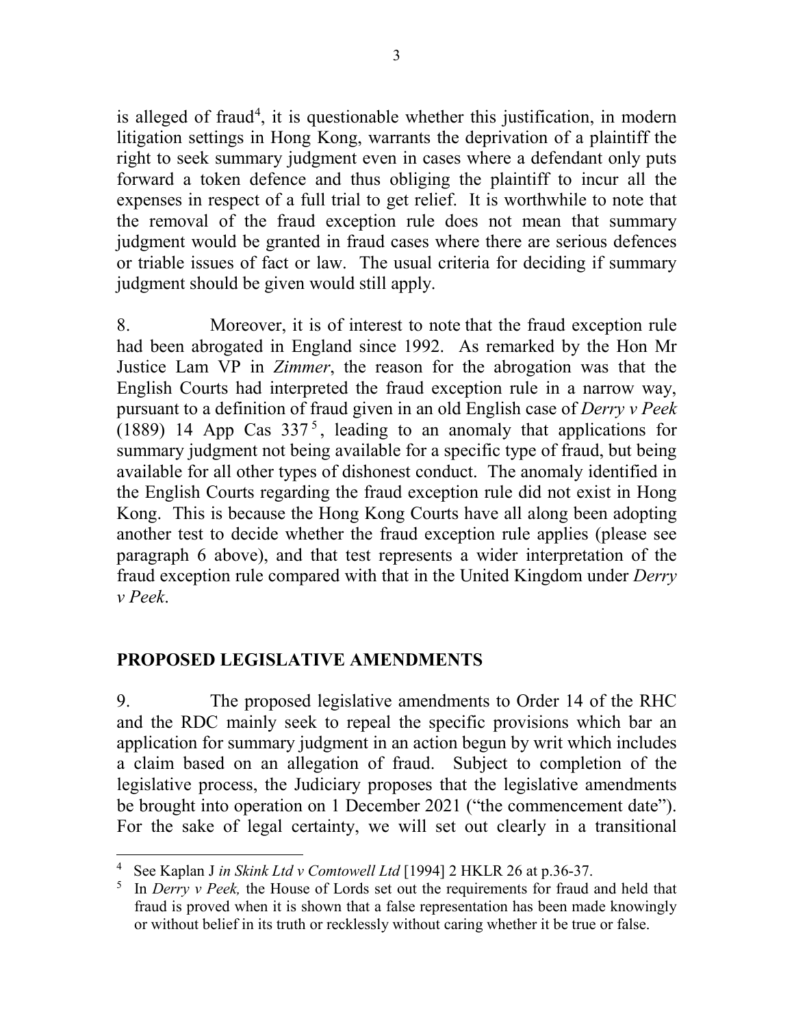is alleged of fraud[4], it is questionable whether this justification, in modern litigation settings in Hong Kong, warrants the deprivation of a plaintiff the right to seek summary judgment even in cases where a defendant only puts forward a token defence and thus obliging the plaintiff to incur all the expenses in respect of a full trial to get relief. It is worthwhile to note that the removal of the fraud exception rule does not mean that summary judgment would be granted in fraud cases where there are serious defences or triable issues of fact or law. The usual criteria for deciding if summary judgment should be given would still apply.

8. Moreover, it is of interest to note that the fraud exception rule had been abrogated in England since 1992. As remarked by the Hon Mr Justice Lam VP in *Zimmer*, the reason for the abrogation was that the English Courts had interpreted the fraud exception rule in a narrow way, pursuant to a definition of fraud given in an old English case of *Derry v Peek* (1889) 14 App Cas 337[5], leading to an anomaly that applications for summary judgment not being available for a specific type of fraud, but being available for all other types of dishonest conduct. The anomaly identified in the English Courts regarding the fraud exception rule did not exist in Hong Kong. This is because the Hong Kong Courts have all along been adopting another test to decide whether the fraud exception rule applies (please see paragraph 6 above), and that test represents a wider interpretation of the fraud exception rule compared with that in the United Kingdom under *Derry v Peek*.

## PROPOSED LEGISLATIVE AMENDMENTS

9. The proposed legislative amendments to Order 14 of the RHC and the RDC mainly seek to repeal the specific provisions which bar an application for summary judgment in an action begun by writ which includes a claim based on an allegation of fraud. Subject to completion of the legislative process, the Judiciary proposes that the legislative amendments be brought into operation on 1 December 2021 ("the commencement date"). For the sake of legal certainty, we will set out clearly in a transitional

---

[4] See Kaplan J *in Skink Ltd v Comtowell Ltd* [1994] 2 HKLR 26 at p.36-37.

[5] In *Derry v Peek,* the House of Lords set out the requirements for fraud and held that fraud is proved when it is shown that a false representation has been made knowingly or without belief in its truth or recklessly without caring whether it be true or false.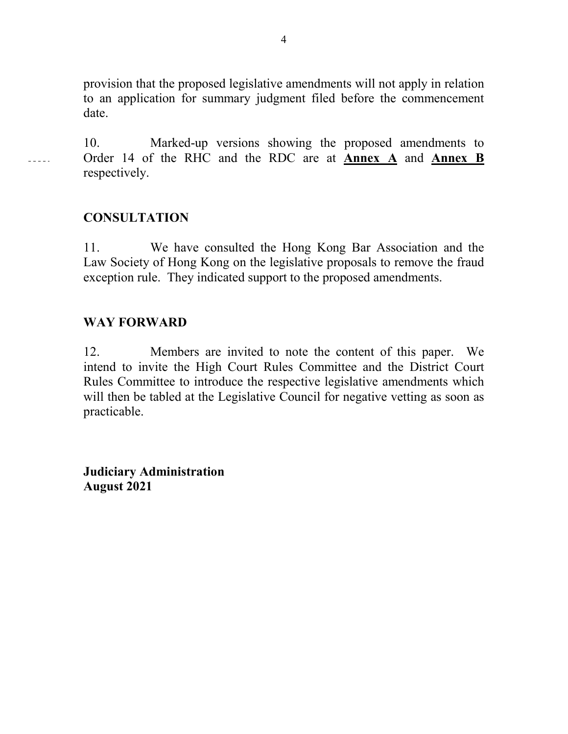provision that the proposed legislative amendments will not apply in relation to an application for summary judgment filed before the commencement date.

10. Marked-up versions showing the proposed amendments to Order 14 of the RHC and the RDC are at **Annex A** and **Annex B** respectively.

## CONSULTATION

11. We have consulted the Hong Kong Bar Association and the Law Society of Hong Kong on the legislative proposals to remove the fraud exception rule. They indicated support to the proposed amendments.

## WAY FORWARD

12. Members are invited to note the content of this paper. We intend to invite the High Court Rules Committee and the District Court Rules Committee to introduce the respective legislative amendments which will then be tabled at the Legislative Council for negative vetting as soon as practicable.

**Judiciary Administration**
**August 2021**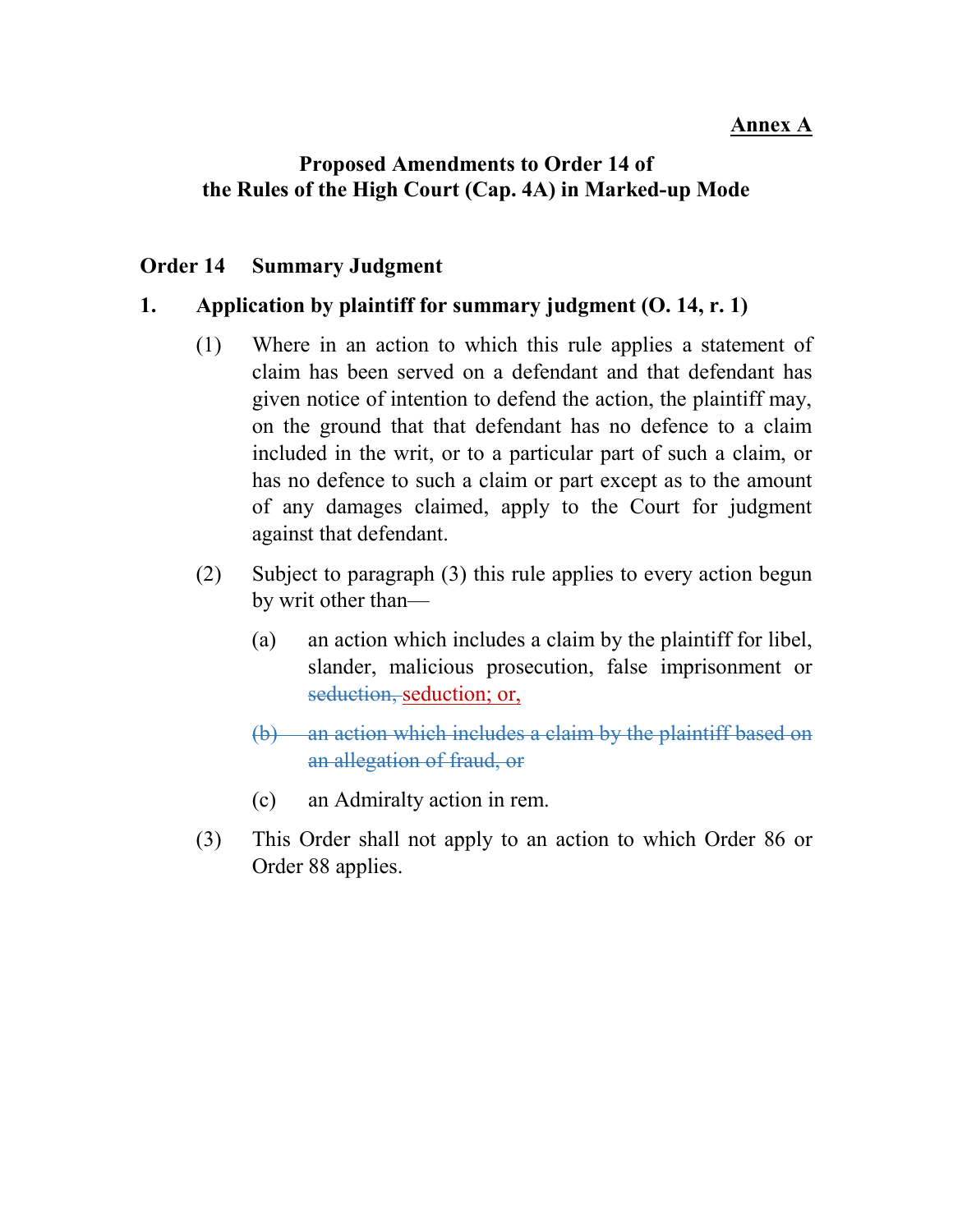**<u>Annex A</u>**

**Proposed Amendments to Order 14 of the Rules of the High Court (Cap. 4A) in Marked-up Mode**

**Order 14 Summary Judgment**

**1. Application by plaintiff for summary judgment (O. 14, r. 1)**

(1) Where in an action to which this rule applies a statement of claim has been served on a defendant and that defendant has given notice of intention to defend the action, the plaintiff may, on the ground that that defendant has no defence to a claim included in the writ, or to a particular part of such a claim, or has no defence to such a claim or part except as to the amount of any damages claimed, apply to the Court for judgment against that defendant.

(2) Subject to paragraph (3) this rule applies to every action begun by writ other than—

(a) an action which includes a claim by the plaintiff for libel, slander, malicious prosecution, false imprisonment or ~~seduction,~~ <u>seduction; or,</u>

~~(b) an action which includes a claim by the plaintiff based on an allegation of fraud, or~~

(c) an Admiralty action in rem.

(3) This Order shall not apply to an action to which Order 86 or Order 88 applies.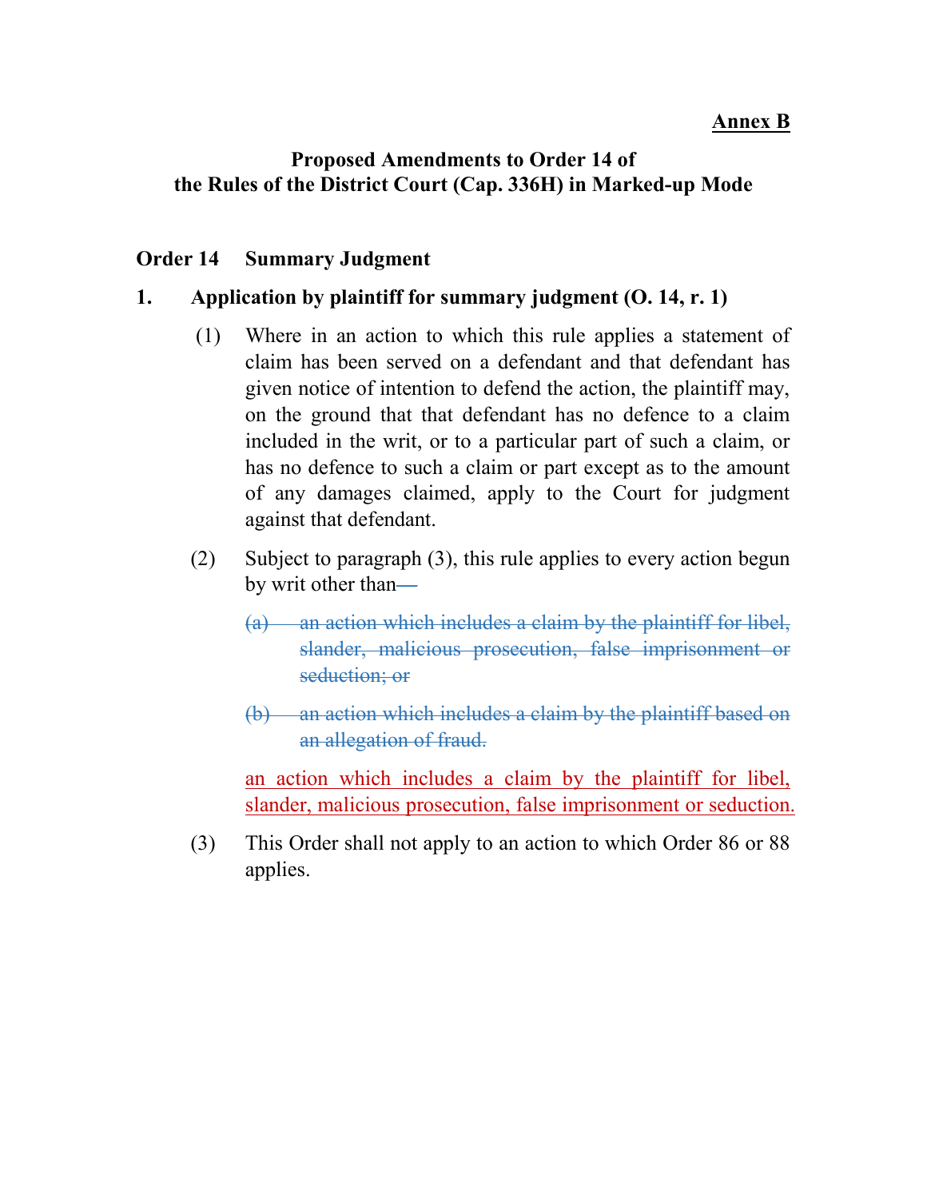**Annex B**

**Proposed Amendments to Order 14 of the Rules of the District Court (Cap. 336H) in Marked-up Mode**

**Order 14 Summary Judgment**

**1. Application by plaintiff for summary judgment (O. 14, r. 1)**

(1) Where in an action to which this rule applies a statement of claim has been served on a defendant and that defendant has given notice of intention to defend the action, the plaintiff may, on the ground that that defendant has no defence to a claim included in the writ, or to a particular part of such a claim, or has no defence to such a claim or part except as to the amount of any damages claimed, apply to the Court for judgment against that defendant.

(2) Subject to paragraph (3), this rule applies to every action begun by writ other than~~—~~

~~(a) an action which includes a claim by the plaintiff for libel, slander, malicious prosecution, false imprisonment or seduction; or~~

~~(b) an action which includes a claim by the plaintiff based on an allegation of fraud.~~

<u>an action which includes a claim by the plaintiff for libel, slander, malicious prosecution, false imprisonment or seduction.</u>

(3) This Order shall not apply to an action to which Order 86 or 88 applies.